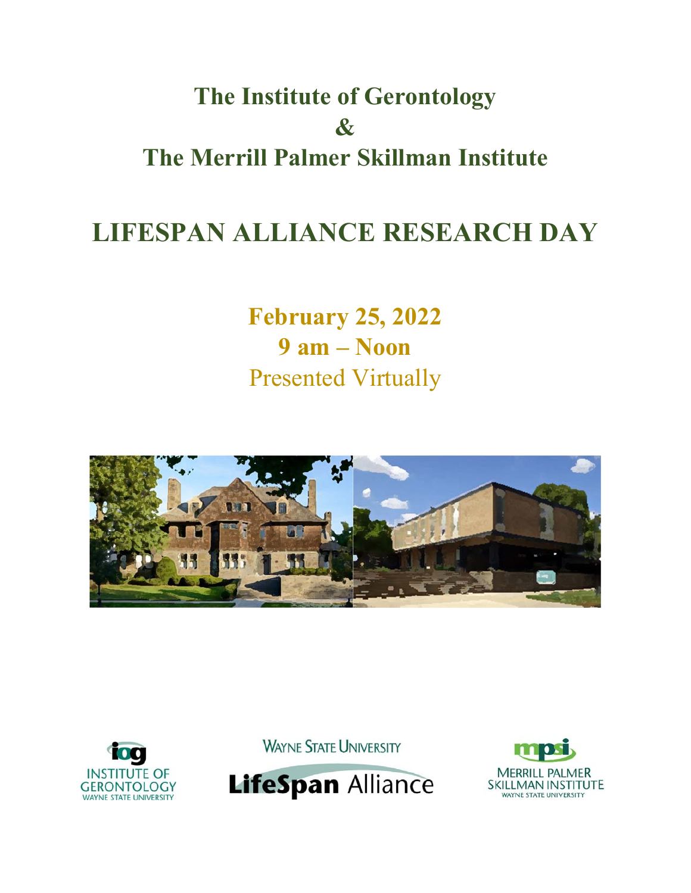# The Institute of Gerontology
# &
# The Merrill Palmer Skillman Institute

# LIFESPAN ALLIANCE RESEARCH DAY

**February 25, 2022**

**9 am – Noon**

Presented Virtually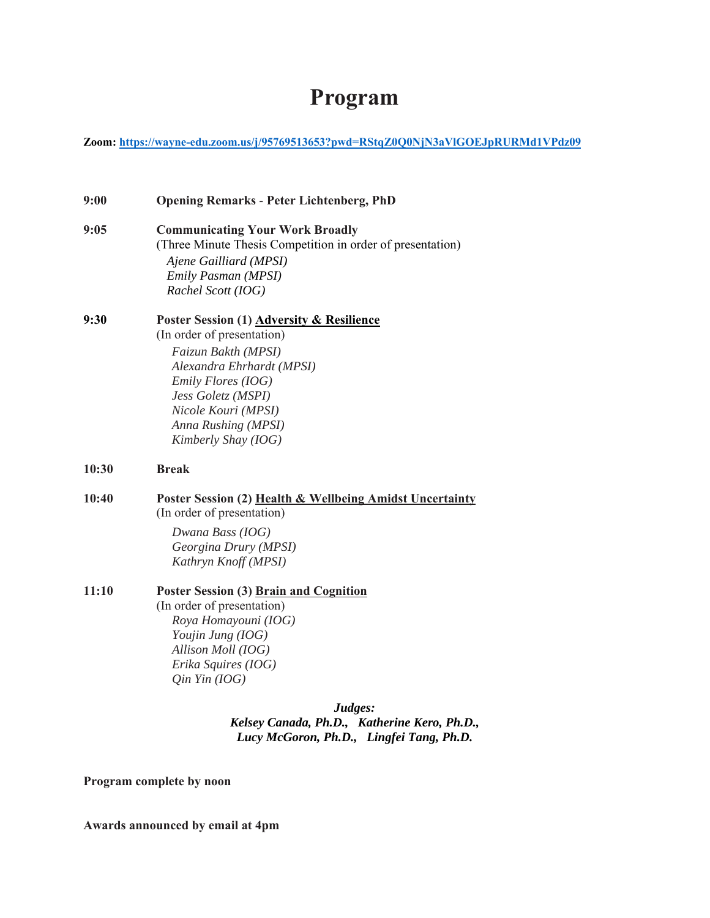# Program

**Zoom: [https://wayne-edu.zoom.us/j/95769513653?pwd=RStqZ0Q0NjN3aVlGOEJpRURMd1VPdz09](https://wayne-edu.zoom.us/j/95769513653?pwd=RStqZ0Q0NjN3aVlGOEJpRURMd1VPdz09)**

**9:00** **Opening Remarks - Peter Lichtenberg, PhD**

**9:05** **Communicating Your Work Broadly**
(Three Minute Thesis Competition in order of presentation)
*Ajene Gailliard (MPSI)*
*Emily Pasman (MPSI)*
*Rachel Scott (IOG)*

**9:30** **Poster Session (1) <u>Adversity & Resilience</u>**
(In order of presentation)
*Faizun Bakth (MPSI)*
*Alexandra Ehrhardt (MPSI)*
*Emily Flores (IOG)*
*Jess Goletz (MSPI)*
*Nicole Kouri (MPSI)*
*Anna Rushing (MPSI)*
*Kimberly Shay (IOG)*

**10:30** **Break**

**10:40** **Poster Session (2) <u>Health & Wellbeing Amidst Uncertainty</u>**
(In order of presentation)
*Dwana Bass (IOG)*
*Georgina Drury (MPSI)*
*Kathryn Knoff (MPSI)*

**11:10** **Poster Session (3) <u>Brain and Cognition</u>**
(In order of presentation)
*Roya Homayouni (IOG)*
*Youjin Jung (IOG)*
*Allison Moll (IOG)*
*Erika Squires (IOG)*
*Qin Yin (IOG)*

***Judges:***
***Kelsey Canada, Ph.D., Katherine Kero, Ph.D.,***
***Lucy McGoron, Ph.D., Lingfei Tang, Ph.D.***

**Program complete by noon**

**Awards announced by email at 4pm**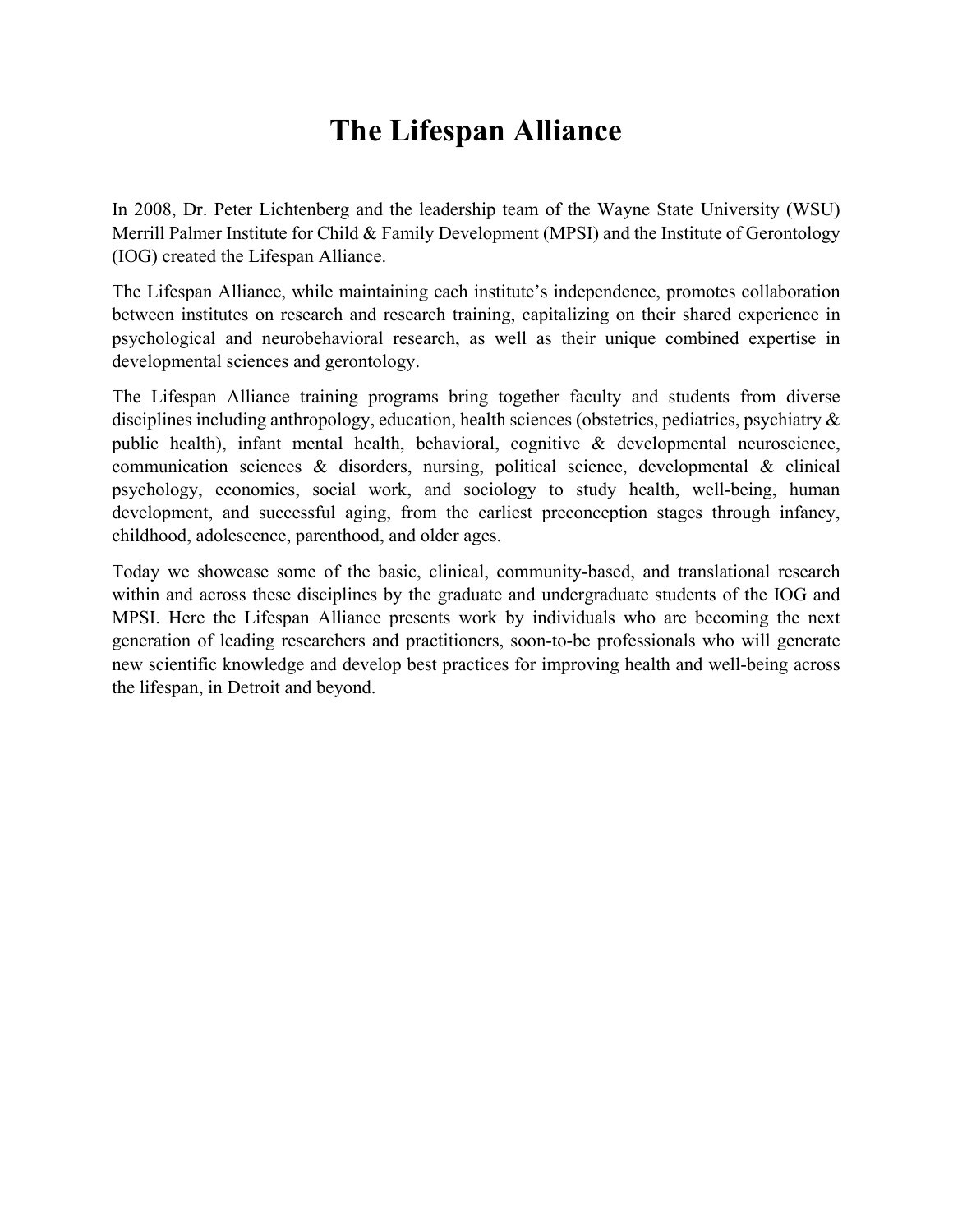# The Lifespan Alliance

In 2008, Dr. Peter Lichtenberg and the leadership team of the Wayne State University (WSU) Merrill Palmer Institute for Child & Family Development (MPSI) and the Institute of Gerontology (IOG) created the Lifespan Alliance.

The Lifespan Alliance, while maintaining each institute's independence, promotes collaboration between institutes on research and research training, capitalizing on their shared experience in psychological and neurobehavioral research, as well as their unique combined expertise in developmental sciences and gerontology.

The Lifespan Alliance training programs bring together faculty and students from diverse disciplines including anthropology, education, health sciences (obstetrics, pediatrics, psychiatry & public health), infant mental health, behavioral, cognitive & developmental neuroscience, communication sciences & disorders, nursing, political science, developmental & clinical psychology, economics, social work, and sociology to study health, well-being, human development, and successful aging, from the earliest preconception stages through infancy, childhood, adolescence, parenthood, and older ages.

Today we showcase some of the basic, clinical, community-based, and translational research within and across these disciplines by the graduate and undergraduate students of the IOG and MPSI. Here the Lifespan Alliance presents work by individuals who are becoming the next generation of leading researchers and practitioners, soon-to-be professionals who will generate new scientific knowledge and develop best practices for improving health and well-being across the lifespan, in Detroit and beyond.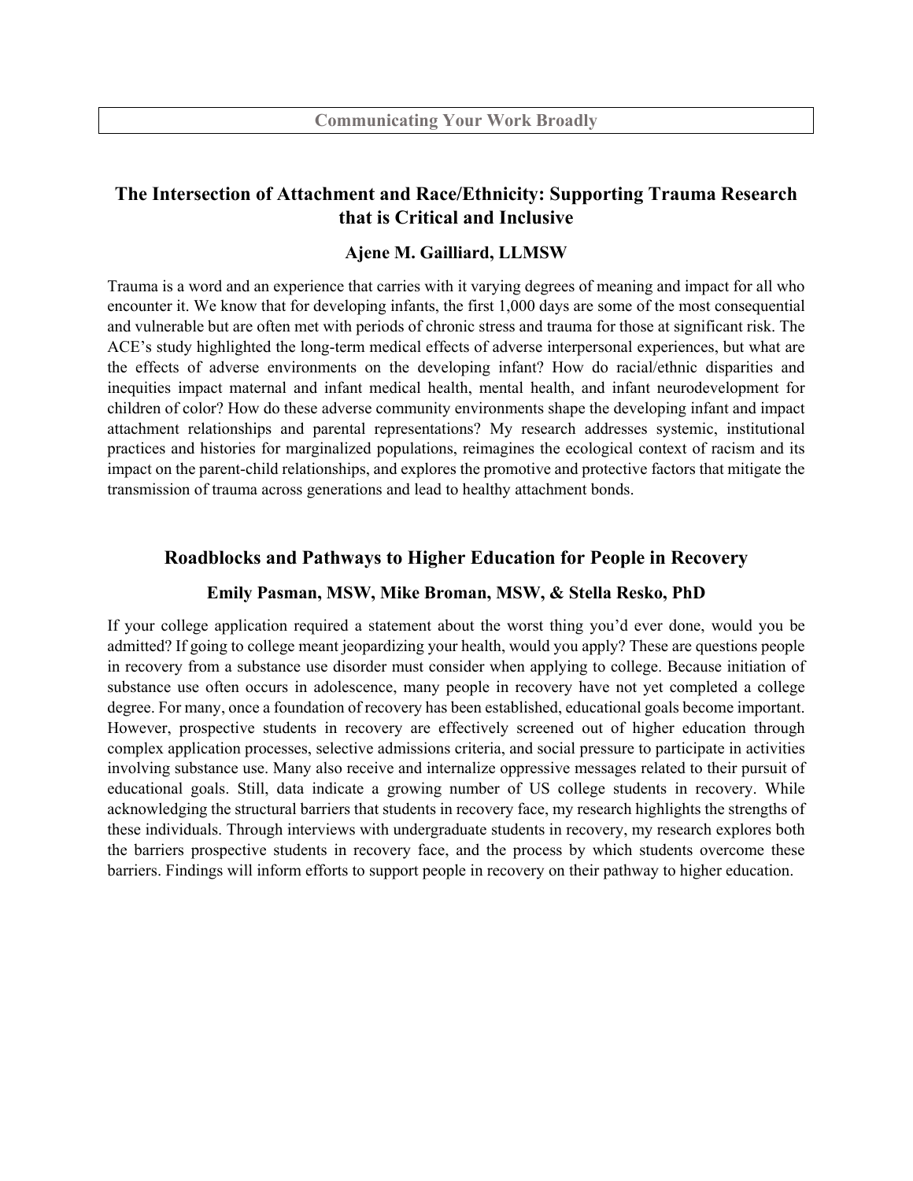## Communicating Your Work Broadly

### The Intersection of Attachment and Race/Ethnicity: Supporting Trauma Research that is Critical and Inclusive

**Ajene M. Gailliard, LLMSW**

Trauma is a word and an experience that carries with it varying degrees of meaning and impact for all who encounter it. We know that for developing infants, the first 1,000 days are some of the most consequential and vulnerable but are often met with periods of chronic stress and trauma for those at significant risk. The ACE's study highlighted the long-term medical effects of adverse interpersonal experiences, but what are the effects of adverse environments on the developing infant? How do racial/ethnic disparities and inequities impact maternal and infant medical health, mental health, and infant neurodevelopment for children of color? How do these adverse community environments shape the developing infant and impact attachment relationships and parental representations? My research addresses systemic, institutional practices and histories for marginalized populations, reimagines the ecological context of racism and its impact on the parent-child relationships, and explores the promotive and protective factors that mitigate the transmission of trauma across generations and lead to healthy attachment bonds.

### Roadblocks and Pathways to Higher Education for People in Recovery

**Emily Pasman, MSW, Mike Broman, MSW, & Stella Resko, PhD**

If your college application required a statement about the worst thing you'd ever done, would you be admitted? If going to college meant jeopardizing your health, would you apply? These are questions people in recovery from a substance use disorder must consider when applying to college. Because initiation of substance use often occurs in adolescence, many people in recovery have not yet completed a college degree. For many, once a foundation of recovery has been established, educational goals become important. However, prospective students in recovery are effectively screened out of higher education through complex application processes, selective admissions criteria, and social pressure to participate in activities involving substance use. Many also receive and internalize oppressive messages related to their pursuit of educational goals. Still, data indicate a growing number of US college students in recovery. While acknowledging the structural barriers that students in recovery face, my research highlights the strengths of these individuals. Through interviews with undergraduate students in recovery, my research explores both the barriers prospective students in recovery face, and the process by which students overcome these barriers. Findings will inform efforts to support people in recovery on their pathway to higher education.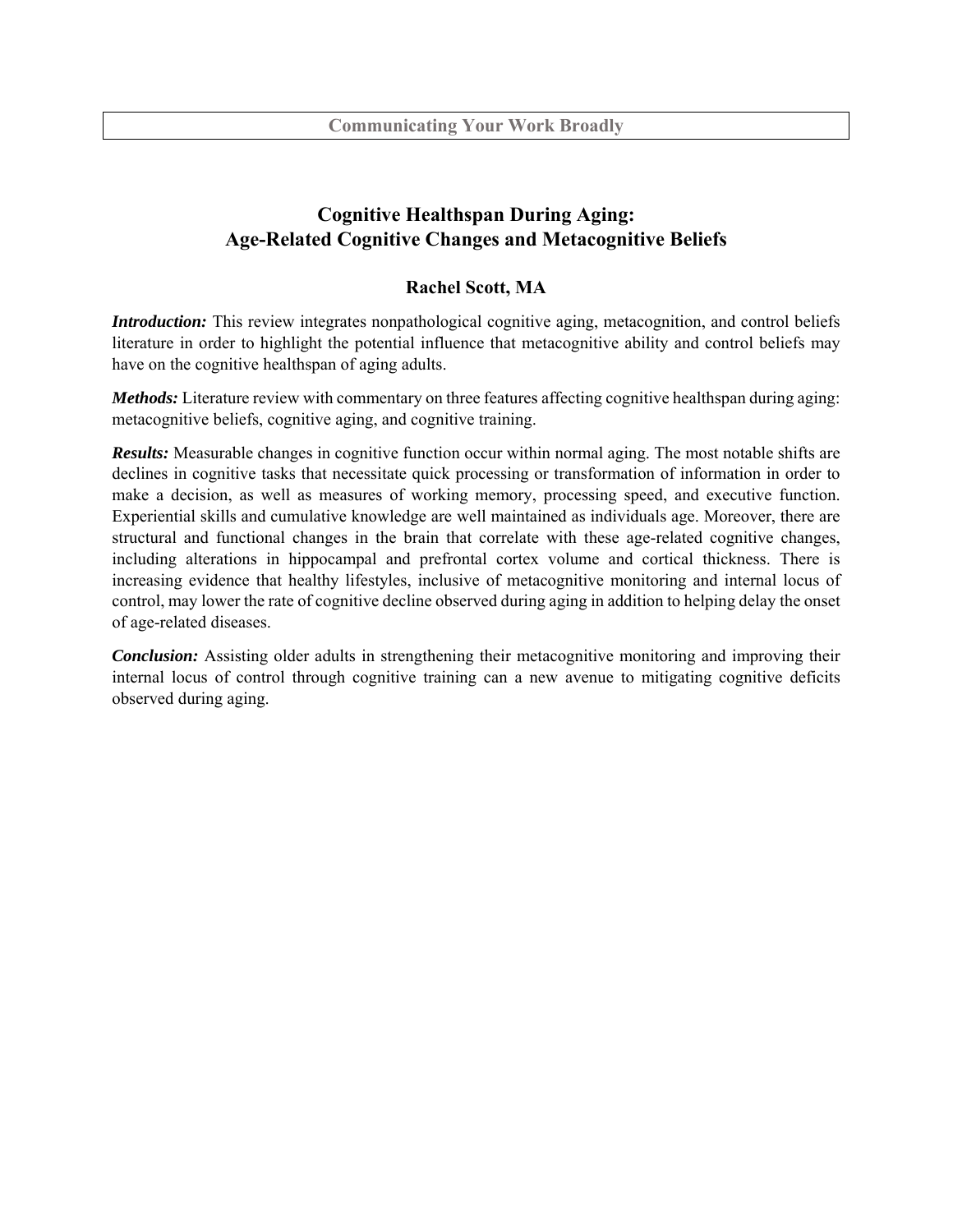**Communicating Your Work Broadly**

# Cognitive Healthspan During Aging: Age-Related Cognitive Changes and Metacognitive Beliefs

**Rachel Scott, MA**

***Introduction:*** This review integrates nonpathological cognitive aging, metacognition, and control beliefs literature in order to highlight the potential influence that metacognitive ability and control beliefs may have on the cognitive healthspan of aging adults.

***Methods:*** Literature review with commentary on three features affecting cognitive healthspan during aging: metacognitive beliefs, cognitive aging, and cognitive training.

***Results:*** Measurable changes in cognitive function occur within normal aging. The most notable shifts are declines in cognitive tasks that necessitate quick processing or transformation of information in order to make a decision, as well as measures of working memory, processing speed, and executive function. Experiential skills and cumulative knowledge are well maintained as individuals age. Moreover, there are structural and functional changes in the brain that correlate with these age-related cognitive changes, including alterations in hippocampal and prefrontal cortex volume and cortical thickness. There is increasing evidence that healthy lifestyles, inclusive of metacognitive monitoring and internal locus of control, may lower the rate of cognitive decline observed during aging in addition to helping delay the onset of age-related diseases.

***Conclusion:*** Assisting older adults in strengthening their metacognitive monitoring and improving their internal locus of control through cognitive training can a new avenue to mitigating cognitive deficits observed during aging.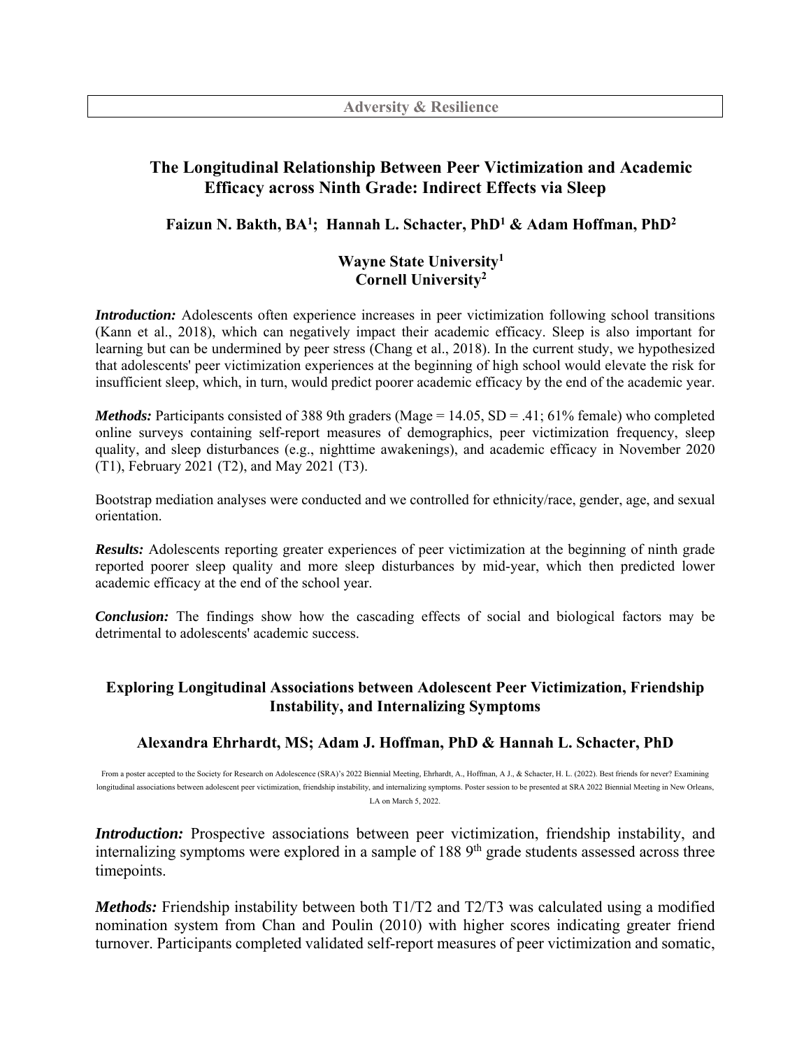Adversity & Resilience

## The Longitudinal Relationship Between Peer Victimization and Academic Efficacy across Ninth Grade: Indirect Effects via Sleep

**Faizun N. Bakth, BA[1]; Hannah L. Schacter, PhD[1] & Adam Hoffman, PhD[2]**

**Wayne State University[1]**
**Cornell University[2]**

***Introduction:*** Adolescents often experience increases in peer victimization following school transitions (Kann et al., 2018), which can negatively impact their academic efficacy. Sleep is also important for learning but can be undermined by peer stress (Chang et al., 2018). In the current study, we hypothesized that adolescents' peer victimization experiences at the beginning of high school would elevate the risk for insufficient sleep, which, in turn, would predict poorer academic efficacy by the end of the academic year.

***Methods:*** Participants consisted of 388 9th graders (Mage = 14.05, SD = .41; 61% female) who completed online surveys containing self-report measures of demographics, peer victimization frequency, sleep quality, and sleep disturbances (e.g., nighttime awakenings), and academic efficacy in November 2020 (T1), February 2021 (T2), and May 2021 (T3).

Bootstrap mediation analyses were conducted and we controlled for ethnicity/race, gender, age, and sexual orientation.

***Results:*** Adolescents reporting greater experiences of peer victimization at the beginning of ninth grade reported poorer sleep quality and more sleep disturbances by mid-year, which then predicted lower academic efficacy at the end of the school year.

***Conclusion:*** The findings show how the cascading effects of social and biological factors may be detrimental to adolescents' academic success.

## Exploring Longitudinal Associations between Adolescent Peer Victimization, Friendship Instability, and Internalizing Symptoms

**Alexandra Ehrhardt, MS; Adam J. Hoffman, PhD & Hannah L. Schacter, PhD**

From a poster accepted to the Society for Research on Adolescence (SRA)'s 2022 Biennial Meeting, Ehrhardt, A., Hoffman, A J., & Schacter, H. L. (2022). Best friends for never? Examining longitudinal associations between adolescent peer victimization, friendship instability, and internalizing symptoms. Poster session to be presented at SRA 2022 Biennial Meeting in New Orleans, LA on March 5, 2022.

***Introduction:*** Prospective associations between peer victimization, friendship instability, and internalizing symptoms were explored in a sample of 188 9$^{th}$ grade students assessed across three timepoints.

***Methods:*** Friendship instability between both T1/T2 and T2/T3 was calculated using a modified nomination system from Chan and Poulin (2010) with higher scores indicating greater friend turnover. Participants completed validated self-report measures of peer victimization and somatic,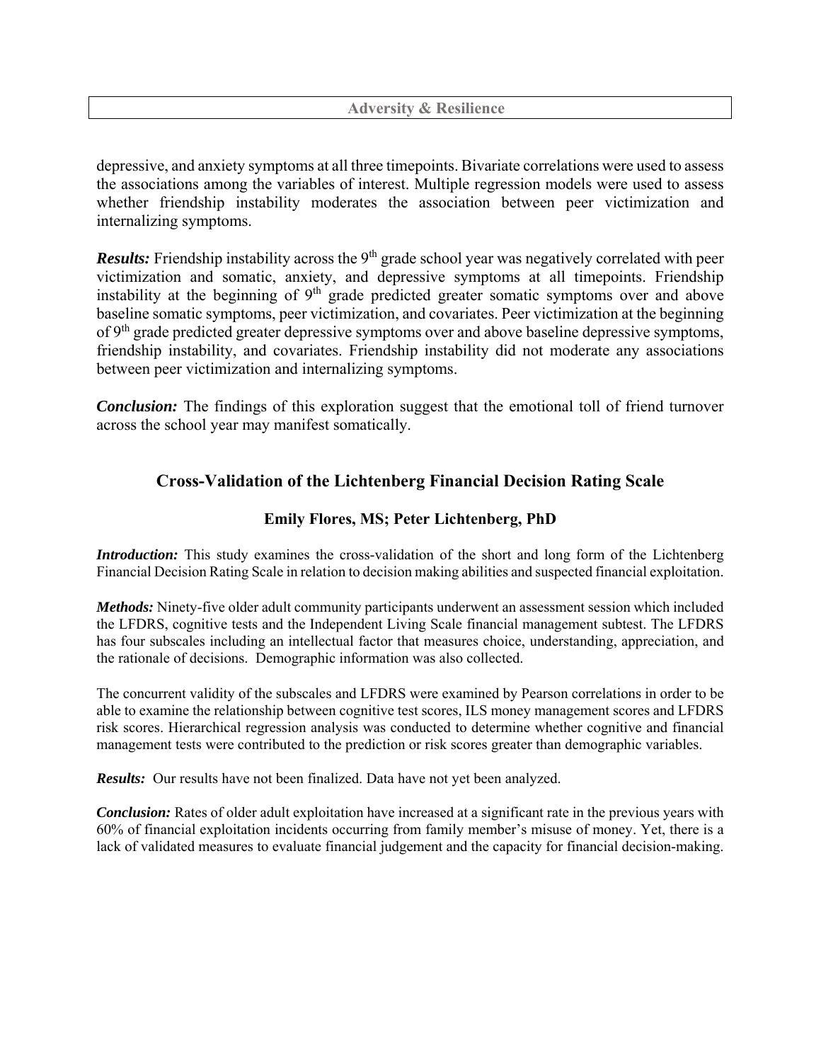depressive, and anxiety symptoms at all three timepoints. Bivariate correlations were used to assess the associations among the variables of interest. Multiple regression models were used to assess whether friendship instability moderates the association between peer victimization and internalizing symptoms.

***Results:*** Friendship instability across the 9th grade school year was negatively correlated with peer victimization and somatic, anxiety, and depressive symptoms at all timepoints. Friendship instability at the beginning of 9th grade predicted greater somatic symptoms over and above baseline somatic symptoms, peer victimization, and covariates. Peer victimization at the beginning of 9th grade predicted greater depressive symptoms over and above baseline depressive symptoms, friendship instability, and covariates. Friendship instability did not moderate any associations between peer victimization and internalizing symptoms.

***Conclusion:*** The findings of this exploration suggest that the emotional toll of friend turnover across the school year may manifest somatically.

## Cross-Validation of the Lichtenberg Financial Decision Rating Scale

### Emily Flores, MS; Peter Lichtenberg, PhD

***Introduction:*** This study examines the cross-validation of the short and long form of the Lichtenberg Financial Decision Rating Scale in relation to decision making abilities and suspected financial exploitation.

***Methods:*** Ninety-five older adult community participants underwent an assessment session which included the LFDRS, cognitive tests and the Independent Living Scale financial management subtest. The LFDRS has four subscales including an intellectual factor that measures choice, understanding, appreciation, and the rationale of decisions. Demographic information was also collected.

The concurrent validity of the subscales and LFDRS were examined by Pearson correlations in order to be able to examine the relationship between cognitive test scores, ILS money management scores and LFDRS risk scores. Hierarchical regression analysis was conducted to determine whether cognitive and financial management tests were contributed to the prediction or risk scores greater than demographic variables.

***Results:*** Our results have not been finalized. Data have not yet been analyzed.

***Conclusion:*** Rates of older adult exploitation have increased at a significant rate in the previous years with 60% of financial exploitation incidents occurring from family member's misuse of money. Yet, there is a lack of validated measures to evaluate financial judgement and the capacity for financial decision-making.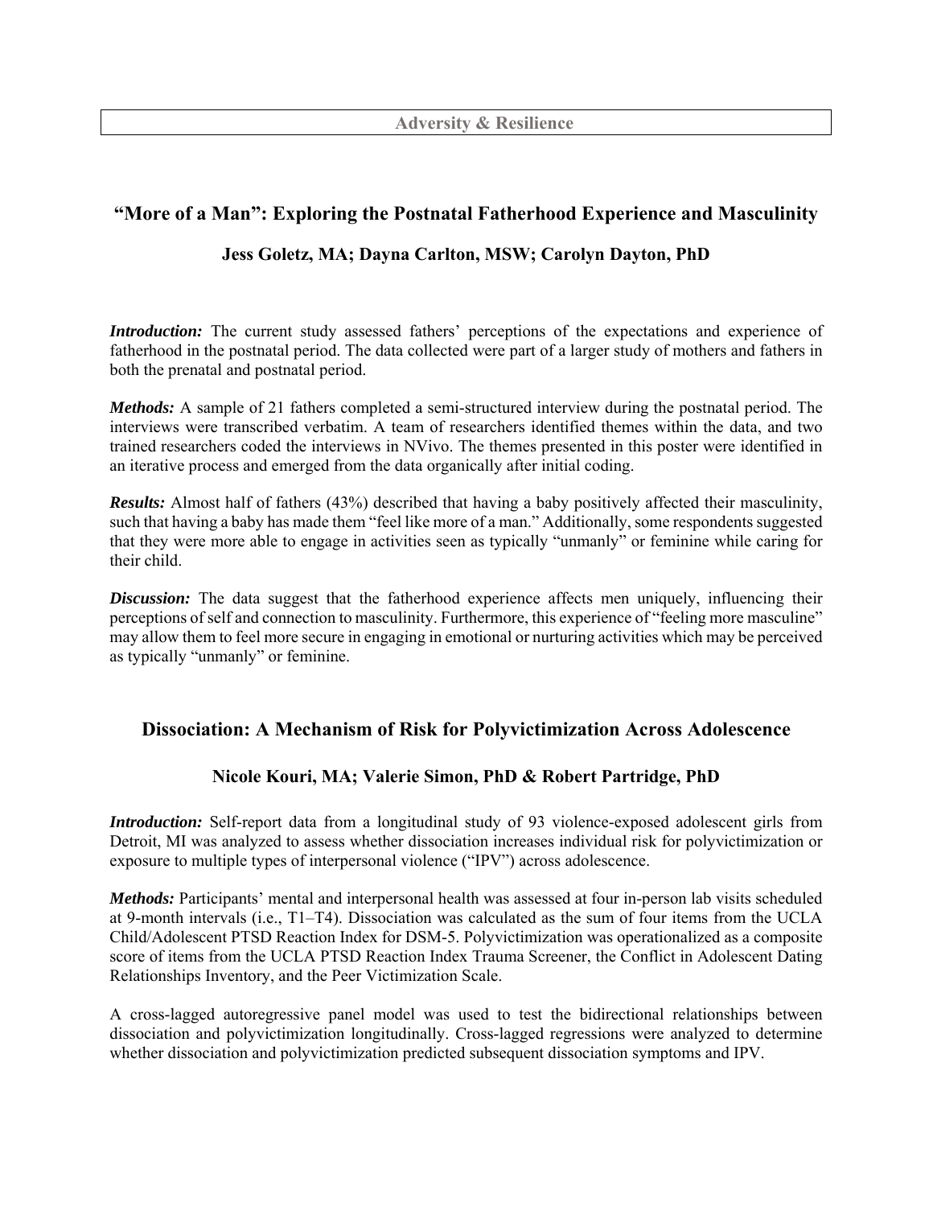Adversity & Resilience

## "More of a Man": Exploring the Postnatal Fatherhood Experience and Masculinity

### Jess Goletz, MA; Dayna Carlton, MSW; Carolyn Dayton, PhD

***Introduction:*** The current study assessed fathers' perceptions of the expectations and experience of fatherhood in the postnatal period. The data collected were part of a larger study of mothers and fathers in both the prenatal and postnatal period.

***Methods:*** A sample of 21 fathers completed a semi-structured interview during the postnatal period. The interviews were transcribed verbatim. A team of researchers identified themes within the data, and two trained researchers coded the interviews in NVivo. The themes presented in this poster were identified in an iterative process and emerged from the data organically after initial coding.

***Results:*** Almost half of fathers (43%) described that having a baby positively affected their masculinity, such that having a baby has made them "feel like more of a man." Additionally, some respondents suggested that they were more able to engage in activities seen as typically "unmanly" or feminine while caring for their child.

***Discussion:*** The data suggest that the fatherhood experience affects men uniquely, influencing their perceptions of self and connection to masculinity. Furthermore, this experience of "feeling more masculine" may allow them to feel more secure in engaging in emotional or nurturing activities which may be perceived as typically "unmanly" or feminine.

## Dissociation: A Mechanism of Risk for Polyvictimization Across Adolescence

### Nicole Kouri, MA; Valerie Simon, PhD & Robert Partridge, PhD

***Introduction:*** Self-report data from a longitudinal study of 93 violence-exposed adolescent girls from Detroit, MI was analyzed to assess whether dissociation increases individual risk for polyvictimization or exposure to multiple types of interpersonal violence ("IPV") across adolescence.

***Methods:*** Participants' mental and interpersonal health was assessed at four in-person lab visits scheduled at 9-month intervals (i.e., T1–T4). Dissociation was calculated as the sum of four items from the UCLA Child/Adolescent PTSD Reaction Index for DSM-5. Polyvictimization was operationalized as a composite score of items from the UCLA PTSD Reaction Index Trauma Screener, the Conflict in Adolescent Dating Relationships Inventory, and the Peer Victimization Scale.

A cross-lagged autoregressive panel model was used to test the bidirectional relationships between dissociation and polyvictimization longitudinally. Cross-lagged regressions were analyzed to determine whether dissociation and polyvictimization predicted subsequent dissociation symptoms and IPV.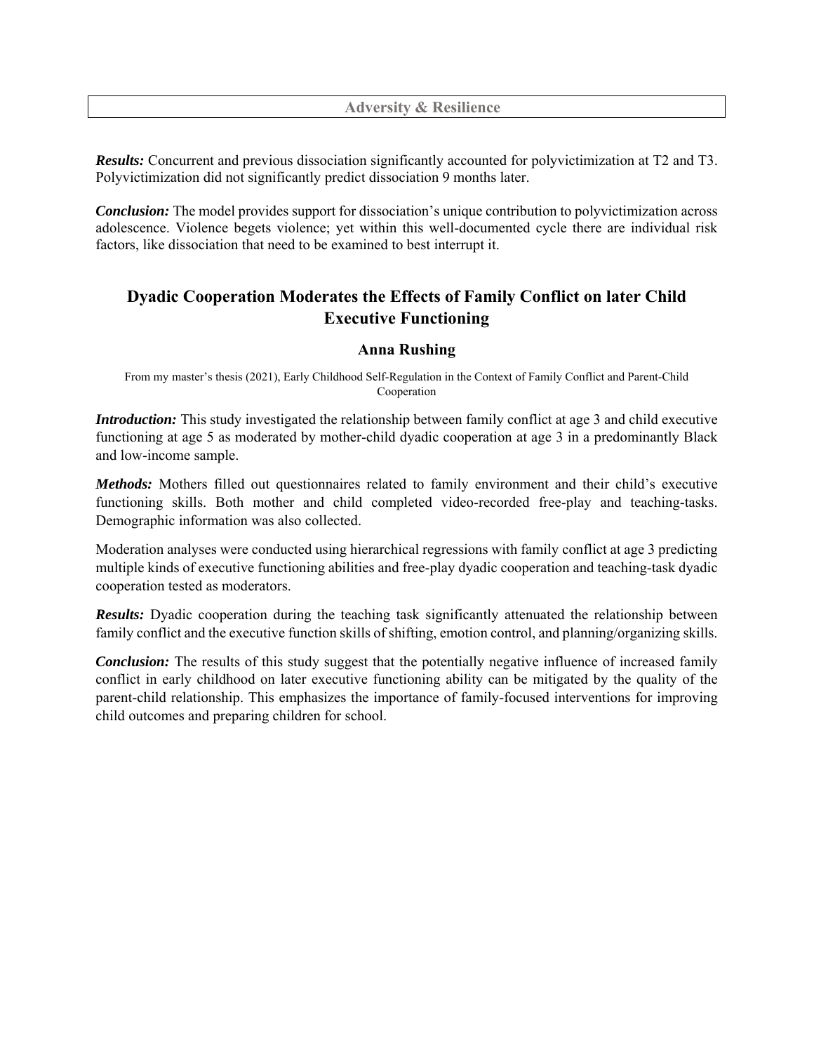***Results:*** Concurrent and previous dissociation significantly accounted for polyvictimization at T2 and T3. Polyvictimization did not significantly predict dissociation 9 months later.

***Conclusion:*** The model provides support for dissociation's unique contribution to polyvictimization across adolescence. Violence begets violence; yet within this well-documented cycle there are individual risk factors, like dissociation that need to be examined to best interrupt it.

## Dyadic Cooperation Moderates the Effects of Family Conflict on later Child Executive Functioning

### Anna Rushing

From my master's thesis (2021), Early Childhood Self-Regulation in the Context of Family Conflict and Parent-Child Cooperation

***Introduction:*** This study investigated the relationship between family conflict at age 3 and child executive functioning at age 5 as moderated by mother-child dyadic cooperation at age 3 in a predominantly Black and low-income sample.

***Methods:*** Mothers filled out questionnaires related to family environment and their child's executive functioning skills. Both mother and child completed video-recorded free-play and teaching-tasks. Demographic information was also collected.

Moderation analyses were conducted using hierarchical regressions with family conflict at age 3 predicting multiple kinds of executive functioning abilities and free-play dyadic cooperation and teaching-task dyadic cooperation tested as moderators.

***Results:*** Dyadic cooperation during the teaching task significantly attenuated the relationship between family conflict and the executive function skills of shifting, emotion control, and planning/organizing skills.

***Conclusion:*** The results of this study suggest that the potentially negative influence of increased family conflict in early childhood on later executive functioning ability can be mitigated by the quality of the parent-child relationship. This emphasizes the importance of family-focused interventions for improving child outcomes and preparing children for school.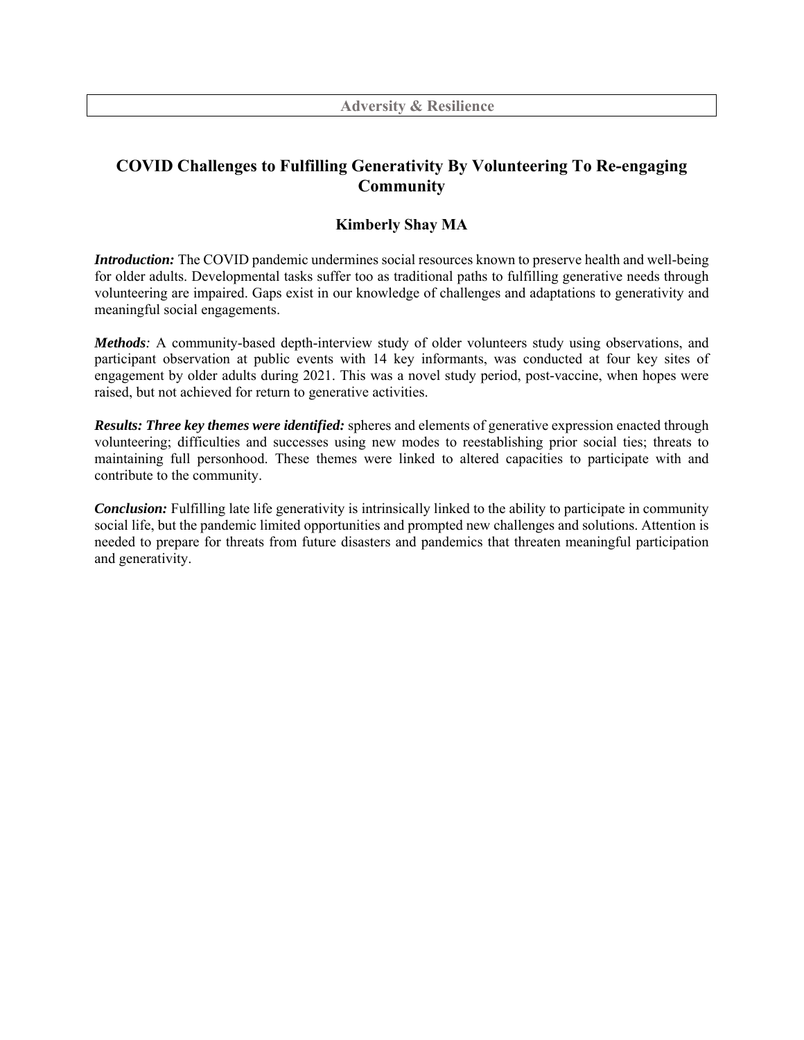Adversity & Resilience

## COVID Challenges to Fulfilling Generativity By Volunteering To Re-engaging Community

**Kimberly Shay MA**

***Introduction:*** The COVID pandemic undermines social resources known to preserve health and well-being for older adults. Developmental tasks suffer too as traditional paths to fulfilling generative needs through volunteering are impaired. Gaps exist in our knowledge of challenges and adaptations to generativity and meaningful social engagements.

***Methods****:* A community-based depth-interview study of older volunteers study using observations, and participant observation at public events with 14 key informants, was conducted at four key sites of engagement by older adults during 2021. This was a novel study period, post-vaccine, when hopes were raised, but not achieved for return to generative activities.

***Results: Three key themes were identified:*** spheres and elements of generative expression enacted through volunteering; difficulties and successes using new modes to reestablishing prior social ties; threats to maintaining full personhood. These themes were linked to altered capacities to participate with and contribute to the community.

***Conclusion:*** Fulfilling late life generativity is intrinsically linked to the ability to participate in community social life, but the pandemic limited opportunities and prompted new challenges and solutions. Attention is needed to prepare for threats from future disasters and pandemics that threaten meaningful participation and generativity.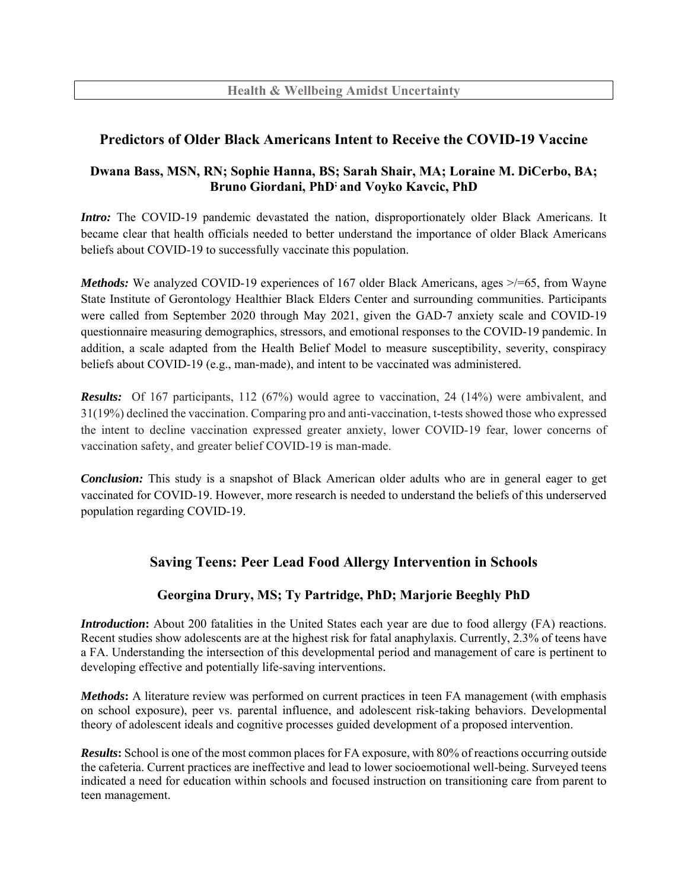Health & Wellbeing Amidst Uncertainty

## Predictors of Older Black Americans Intent to Receive the COVID-19 Vaccine

### Dwana Bass, MSN, RN; Sophie Hanna, BS; Sarah Shair, MA; Loraine M. DiCerbo, BA; Bruno Giordani, PhD; and Voyko Kavcic, PhD

***Intro:*** The COVID-19 pandemic devastated the nation, disproportionately older Black Americans. It became clear that health officials needed to better understand the importance of older Black Americans beliefs about COVID-19 to successfully vaccinate this population.

***Methods:*** We analyzed COVID-19 experiences of 167 older Black Americans, ages >/=65, from Wayne State Institute of Gerontology Healthier Black Elders Center and surrounding communities. Participants were called from September 2020 through May 2021, given the GAD-7 anxiety scale and COVID-19 questionnaire measuring demographics, stressors, and emotional responses to the COVID-19 pandemic. In addition, a scale adapted from the Health Belief Model to measure susceptibility, severity, conspiracy beliefs about COVID-19 (e.g., man-made), and intent to be vaccinated was administered.

***Results:*** Of 167 participants, 112 (67%) would agree to vaccination, 24 (14%) were ambivalent, and 31(19%) declined the vaccination. Comparing pro and anti-vaccination, t-tests showed those who expressed the intent to decline vaccination expressed greater anxiety, lower COVID-19 fear, lower concerns of vaccination safety, and greater belief COVID-19 is man-made.

***Conclusion:*** This study is a snapshot of Black American older adults who are in general eager to get vaccinated for COVID-19. However, more research is needed to understand the beliefs of this underserved population regarding COVID-19.

## Saving Teens: Peer Lead Food Allergy Intervention in Schools

### Georgina Drury, MS; Ty Partridge, PhD; Marjorie Beeghly PhD

***Introduction*:** About 200 fatalities in the United States each year are due to food allergy (FA) reactions. Recent studies show adolescents are at the highest risk for fatal anaphylaxis. Currently, 2.3% of teens have a FA. Understanding the intersection of this developmental period and management of care is pertinent to developing effective and potentially life-saving interventions.

***Methods*:** A literature review was performed on current practices in teen FA management (with emphasis on school exposure), peer vs. parental influence, and adolescent risk-taking behaviors. Developmental theory of adolescent ideals and cognitive processes guided development of a proposed intervention.

***Results*:** School is one of the most common places for FA exposure, with 80% of reactions occurring outside the cafeteria. Current practices are ineffective and lead to lower socioemotional well-being. Surveyed teens indicated a need for education within schools and focused instruction on transitioning care from parent to teen management.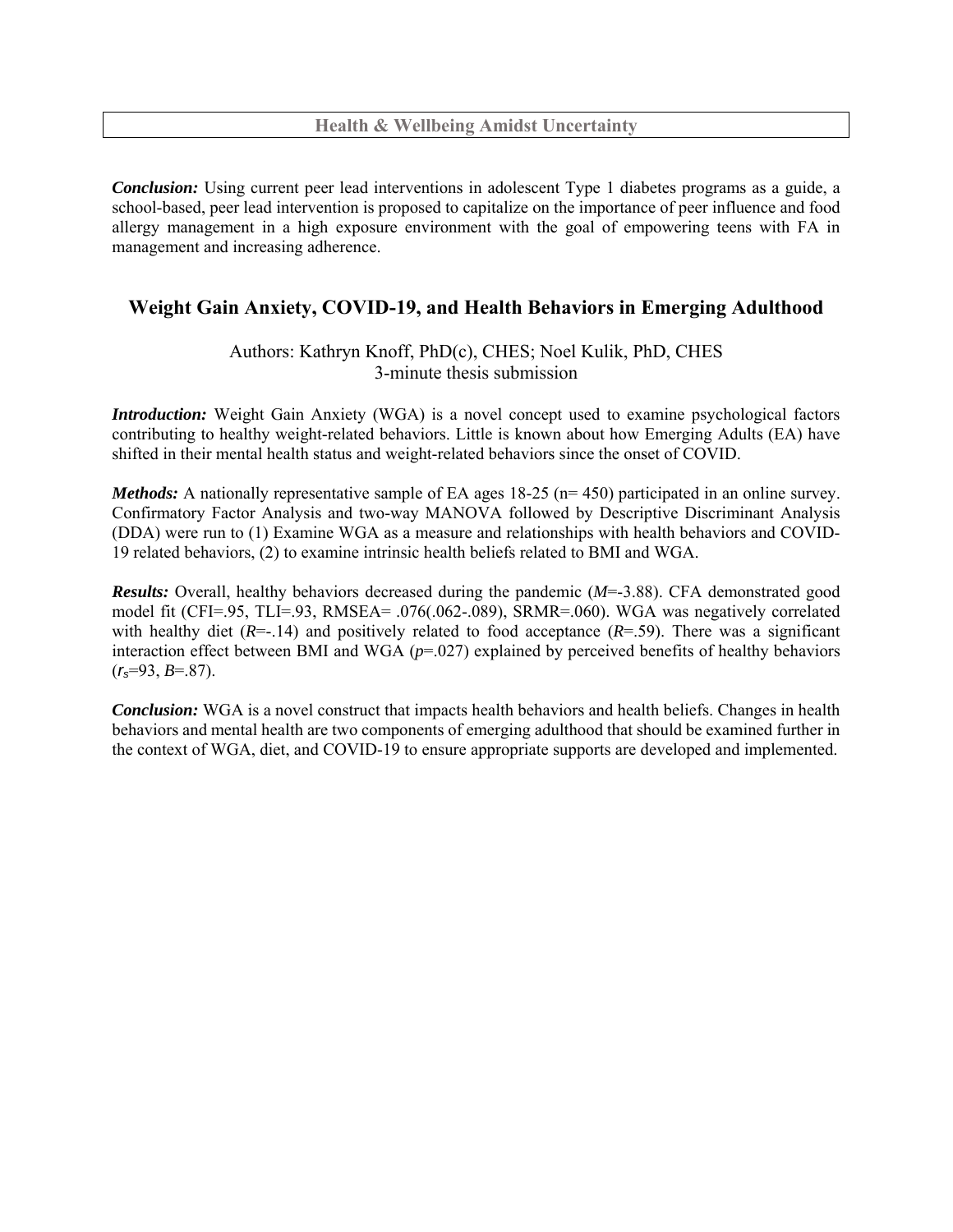**Conclusion:** Using current peer lead interventions in adolescent Type 1 diabetes programs as a guide, a school-based, peer lead intervention is proposed to capitalize on the importance of peer influence and food allergy management in a high exposure environment with the goal of empowering teens with FA in management and increasing adherence.

## Weight Gain Anxiety, COVID-19, and Health Behaviors in Emerging Adulthood

Authors: Kathryn Knoff, PhD(c), CHES; Noel Kulik, PhD, CHES
3-minute thesis submission

***Introduction:*** Weight Gain Anxiety (WGA) is a novel concept used to examine psychological factors contributing to healthy weight-related behaviors. Little is known about how Emerging Adults (EA) have shifted in their mental health status and weight-related behaviors since the onset of COVID.

***Methods:*** A nationally representative sample of EA ages 18-25 (n= 450) participated in an online survey. Confirmatory Factor Analysis and two-way MANOVA followed by Descriptive Discriminant Analysis (DDA) were run to (1) Examine WGA as a measure and relationships with health behaviors and COVID-19 related behaviors, (2) to examine intrinsic health beliefs related to BMI and WGA.

***Results:*** Overall, healthy behaviors decreased during the pandemic ($M$=-3.88). CFA demonstrated good model fit (CFI=.95, TLI=.93, RMSEA= .076(.062-.089), SRMR=.060). WGA was negatively correlated with healthy diet ($R$=-.14) and positively related to food acceptance ($R$=.59). There was a significant interaction effect between BMI and WGA ($p$=.027) explained by perceived benefits of healthy behaviors ($r_s$=93, $B$=.87).

***Conclusion:*** WGA is a novel construct that impacts health behaviors and health beliefs. Changes in health behaviors and mental health are two components of emerging adulthood that should be examined further in the context of WGA, diet, and COVID-19 to ensure appropriate supports are developed and implemented.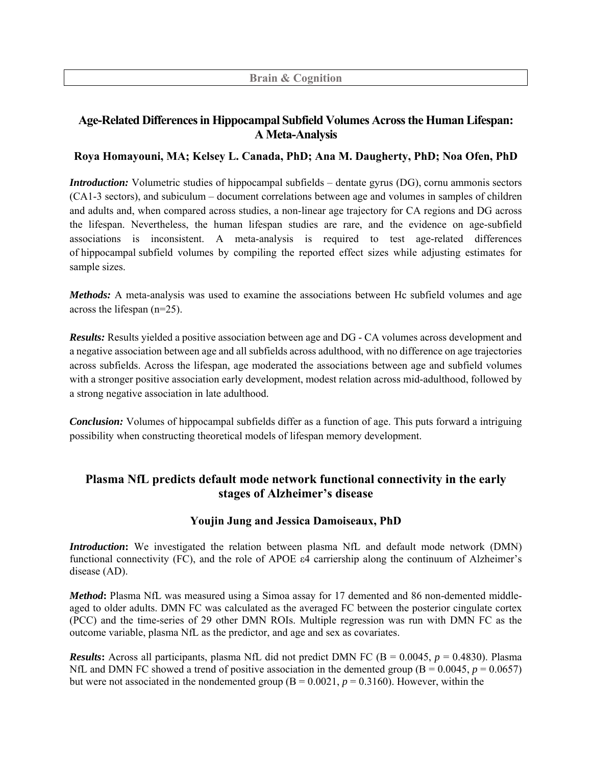**Brain & Cognition**

## Age-Related Differences in Hippocampal Subfield Volumes Across the Human Lifespan: A Meta-Analysis

**Roya Homayouni, MA; Kelsey L. Canada, PhD; Ana M. Daugherty, PhD; Noa Ofen, PhD**

***Introduction:*** Volumetric studies of hippocampal subfields – dentate gyrus (DG), cornu ammonis sectors (CA1-3 sectors), and subiculum – document correlations between age and volumes in samples of children and adults and, when compared across studies, a non-linear age trajectory for CA regions and DG across the lifespan. Nevertheless, the human lifespan studies are rare, and the evidence on age-subfield associations is inconsistent. A meta-analysis is required to test age-related differences of hippocampal subfield volumes by compiling the reported effect sizes while adjusting estimates for sample sizes.

***Methods:*** A meta-analysis was used to examine the associations between Hc subfield volumes and age across the lifespan (n=25).

***Results:*** Results yielded a positive association between age and DG - CA volumes across development and a negative association between age and all subfields across adulthood, with no difference on age trajectories across subfields. Across the lifespan, age moderated the associations between age and subfield volumes with a stronger positive association early development, modest relation across mid-adulthood, followed by a strong negative association in late adulthood.

***Conclusion:*** Volumes of hippocampal subfields differ as a function of age. This puts forward a intriguing possibility when constructing theoretical models of lifespan memory development.

## Plasma NfL predicts default mode network functional connectivity in the early stages of Alzheimer's disease

**Youjin Jung and Jessica Damoiseaux, PhD**

***Introduction*:** We investigated the relation between plasma NfL and default mode network (DMN) functional connectivity (FC), and the role of APOE ε4 carriership along the continuum of Alzheimer's disease (AD).

***Method*:** Plasma NfL was measured using a Simoa assay for 17 demented and 86 non-demented middle-aged to older adults. DMN FC was calculated as the averaged FC between the posterior cingulate cortex (PCC) and the time-series of 29 other DMN ROIs. Multiple regression was run with DMN FC as the outcome variable, plasma NfL as the predictor, and age and sex as covariates.

***Results*:** Across all participants, plasma NfL did not predict DMN FC (B = 0.0045, $p$ = 0.4830). Plasma NfL and DMN FC showed a trend of positive association in the demented group (B = 0.0045, $p$ = 0.0657) but were not associated in the nondemented group (B = 0.0021, $p$ = 0.3160). However, within the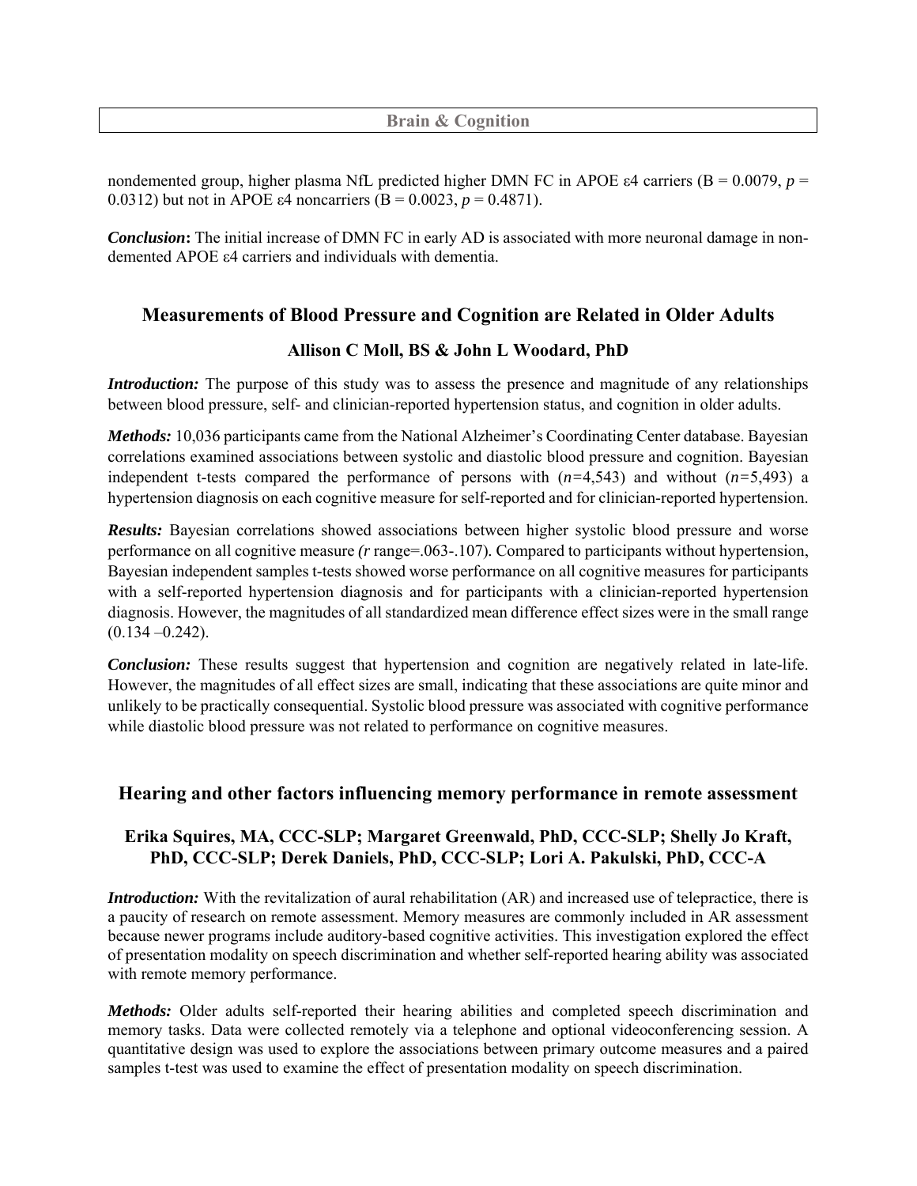nondemented group, higher plasma NfL predicted higher DMN FC in APOE ε4 carriers (B = 0.0079, $p$ = 0.0312) but not in APOE ε4 noncarriers (B = 0.0023, $p$ = 0.4871).

***Conclusion*:** The initial increase of DMN FC in early AD is associated with more neuronal damage in non-demented APOE ε4 carriers and individuals with dementia.

## Measurements of Blood Pressure and Cognition are Related in Older Adults

**Allison C Moll, BS & John L Woodard, PhD**

***Introduction:*** The purpose of this study was to assess the presence and magnitude of any relationships between blood pressure, self- and clinician-reported hypertension status, and cognition in older adults.

***Methods:*** 10,036 participants came from the National Alzheimer's Coordinating Center database. Bayesian correlations examined associations between systolic and diastolic blood pressure and cognition. Bayesian independent t-tests compared the performance of persons with ($n$=4,543) and without ($n$=5,493) a hypertension diagnosis on each cognitive measure for self-reported and for clinician-reported hypertension.

***Results:*** Bayesian correlations showed associations between higher systolic blood pressure and worse performance on all cognitive measure *(r* range=.063-.107). Compared to participants without hypertension, Bayesian independent samples t-tests showed worse performance on all cognitive measures for participants with a self-reported hypertension diagnosis and for participants with a clinician-reported hypertension diagnosis. However, the magnitudes of all standardized mean difference effect sizes were in the small range (0.134 –0.242).

***Conclusion:*** These results suggest that hypertension and cognition are negatively related in late-life. However, the magnitudes of all effect sizes are small, indicating that these associations are quite minor and unlikely to be practically consequential. Systolic blood pressure was associated with cognitive performance while diastolic blood pressure was not related to performance on cognitive measures.

## Hearing and other factors influencing memory performance in remote assessment

**Erika Squires, MA, CCC-SLP; Margaret Greenwald, PhD, CCC-SLP; Shelly Jo Kraft, PhD, CCC-SLP; Derek Daniels, PhD, CCC-SLP; Lori A. Pakulski, PhD, CCC-A**

***Introduction:*** With the revitalization of aural rehabilitation (AR) and increased use of telepractice, there is a paucity of research on remote assessment. Memory measures are commonly included in AR assessment because newer programs include auditory-based cognitive activities. This investigation explored the effect of presentation modality on speech discrimination and whether self-reported hearing ability was associated with remote memory performance.

***Methods:*** Older adults self-reported their hearing abilities and completed speech discrimination and memory tasks. Data were collected remotely via a telephone and optional videoconferencing session. A quantitative design was used to explore the associations between primary outcome measures and a paired samples t-test was used to examine the effect of presentation modality on speech discrimination.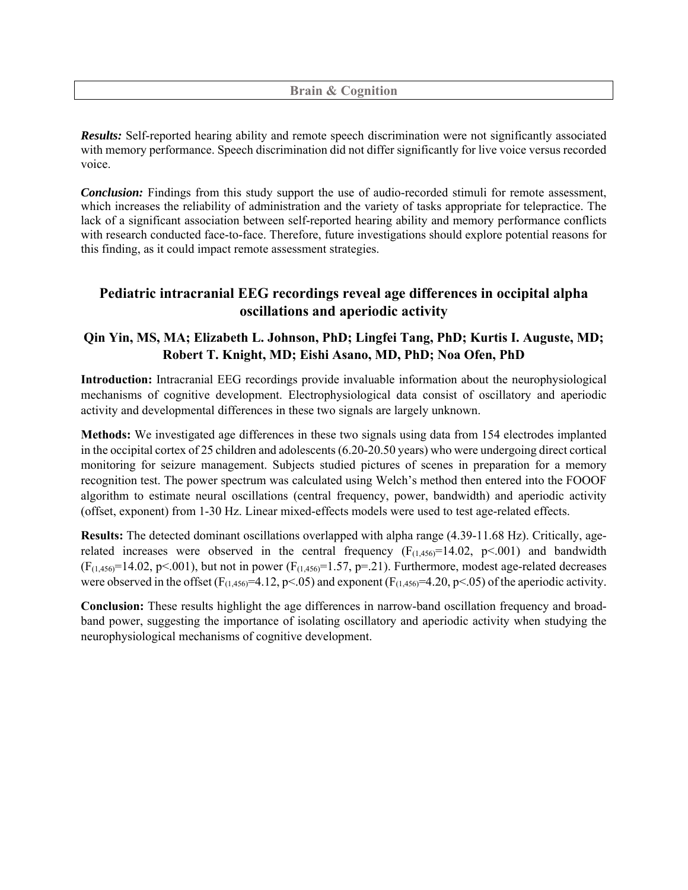***Results:*** Self-reported hearing ability and remote speech discrimination were not significantly associated with memory performance. Speech discrimination did not differ significantly for live voice versus recorded voice.

***Conclusion:*** Findings from this study support the use of audio-recorded stimuli for remote assessment, which increases the reliability of administration and the variety of tasks appropriate for telepractice. The lack of a significant association between self-reported hearing ability and memory performance conflicts with research conducted face-to-face. Therefore, future investigations should explore potential reasons for this finding, as it could impact remote assessment strategies.

## Pediatric intracranial EEG recordings reveal age differences in occipital alpha oscillations and aperiodic activity

**Qin Yin, MS, MA; Elizabeth L. Johnson, PhD; Lingfei Tang, PhD; Kurtis I. Auguste, MD; Robert T. Knight, MD; Eishi Asano, MD, PhD; Noa Ofen, PhD**

**Introduction:** Intracranial EEG recordings provide invaluable information about the neurophysiological mechanisms of cognitive development. Electrophysiological data consist of oscillatory and aperiodic activity and developmental differences in these two signals are largely unknown.

**Methods:** We investigated age differences in these two signals using data from 154 electrodes implanted in the occipital cortex of 25 children and adolescents (6.20-20.50 years) who were undergoing direct cortical monitoring for seizure management. Subjects studied pictures of scenes in preparation for a memory recognition test. The power spectrum was calculated using Welch's method then entered into the FOOOF algorithm to estimate neural oscillations (central frequency, power, bandwidth) and aperiodic activity (offset, exponent) from 1-30 Hz. Linear mixed-effects models were used to test age-related effects.

**Results:** The detected dominant oscillations overlapped with alpha range (4.39-11.68 Hz). Critically, age-related increases were observed in the central frequency ($F_{(1,456)}=14.02$, $p<.001$) and bandwidth ($F_{(1,456)}=14.02$, $p<.001$), but not in power ($F_{(1,456)}=1.57$, $p=.21$). Furthermore, modest age-related decreases were observed in the offset ($F_{(1,456)}=4.12$, $p<.05$) and exponent ($F_{(1,456)}=4.20$, $p<.05$) of the aperiodic activity.

**Conclusion:** These results highlight the age differences in narrow-band oscillation frequency and broad-band power, suggesting the importance of isolating oscillatory and aperiodic activity when studying the neurophysiological mechanisms of cognitive development.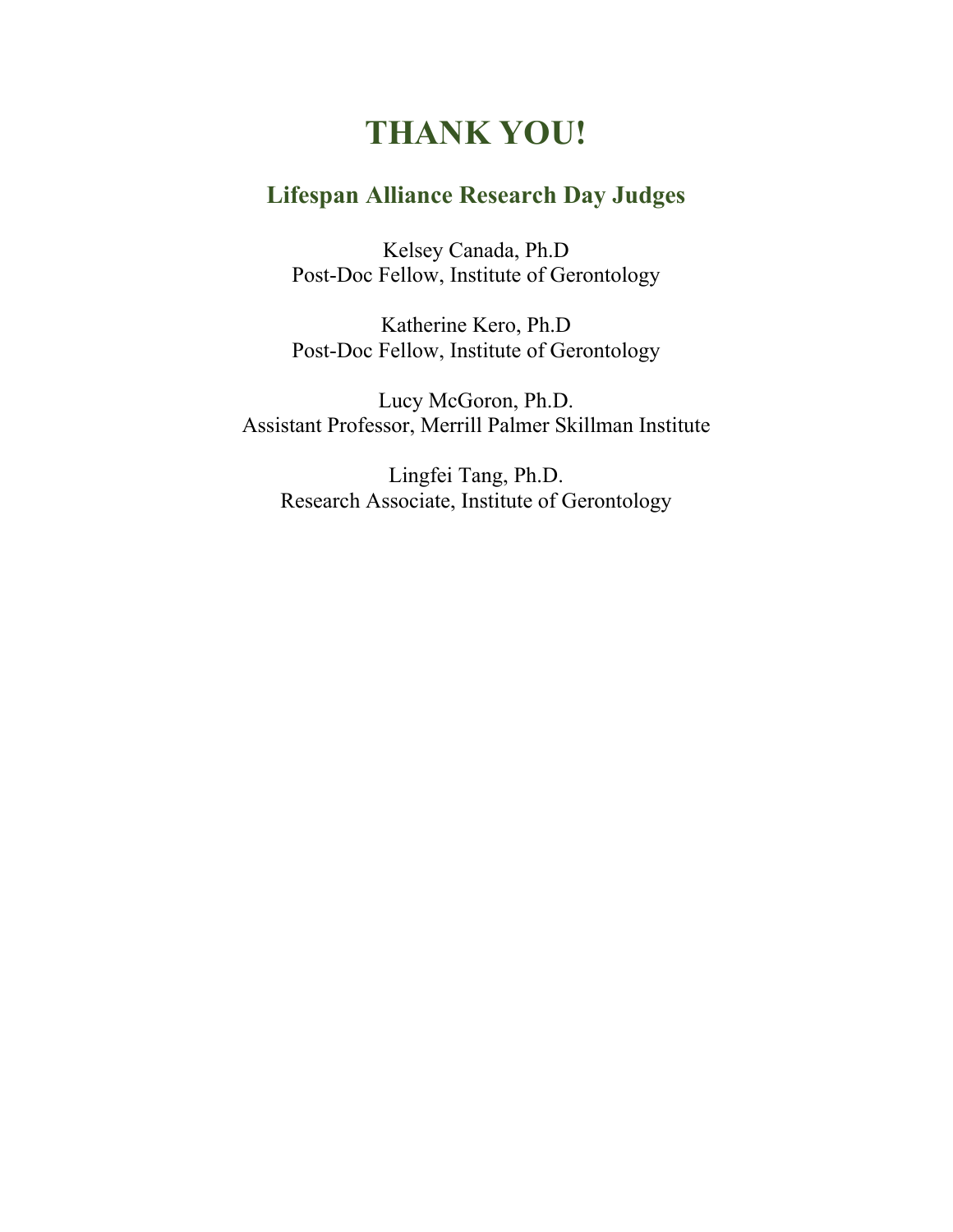# THANK YOU!

## Lifespan Alliance Research Day Judges

Kelsey Canada, Ph.D
Post-Doc Fellow, Institute of Gerontology

Katherine Kero, Ph.D
Post-Doc Fellow, Institute of Gerontology

Lucy McGoron, Ph.D.
Assistant Professor, Merrill Palmer Skillman Institute

Lingfei Tang, Ph.D.
Research Associate, Institute of Gerontology